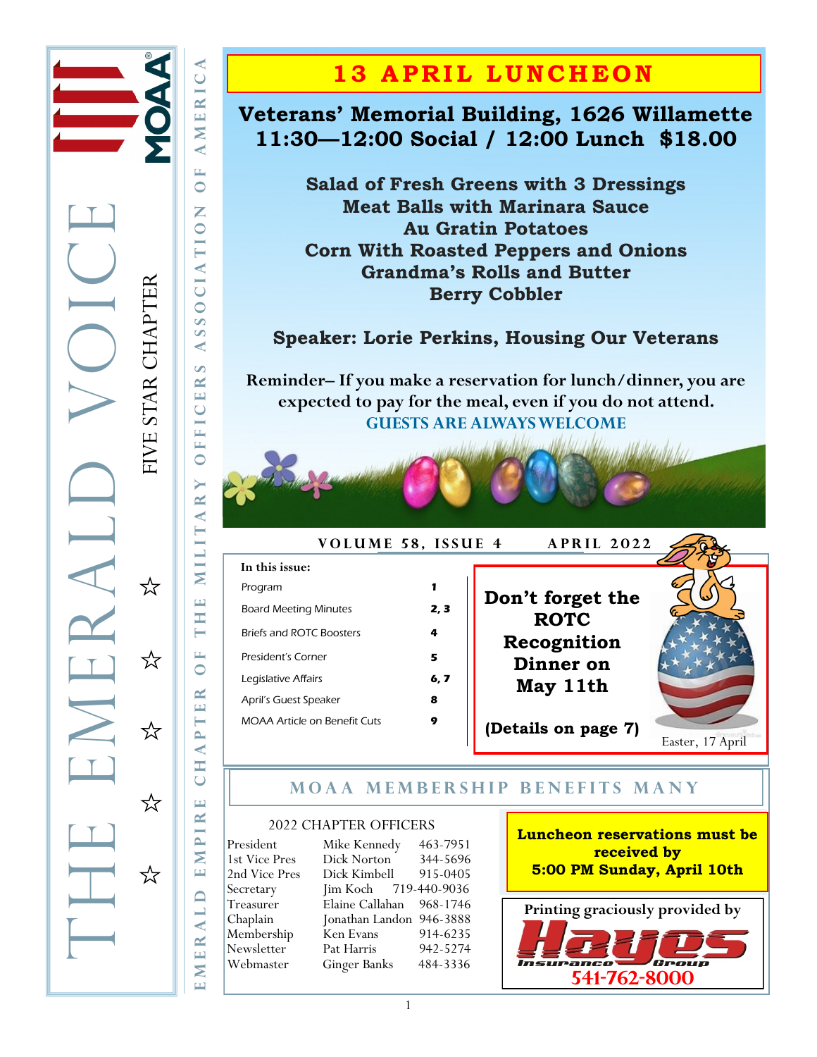# THE EMERALD VOICE

FIVE STAR CHAPTER

EMERALD EMPIRE CHAPTER OF THE MILITARY OFFICERS ASSOCIATION OF AMERICA

## 13 APRIL LUNCHEON

**Veterans' Memorial Building, 1626 Willamette**
**11:30—12:00 Social / 12:00 Lunch $18.00**

**Salad of Fresh Greens with 3 Dressings**
**Meat Balls with Marinara Sauce**
**Au Gratin Potatoes**
**Corn With Roasted Peppers and Onions**
**Grandma's Rolls and Butter**
**Berry Cobbler**

**Speaker: Lorie Perkins, Housing Our Veterans**

**Reminder– If you make a reservation for lunch/dinner, you are expected to pay for the meal, even if you do not attend.**

**GUESTS ARE ALWAYS WELCOME**

VOLUME 58, ISSUE 4 APRIL 2022

**In this issue:**

| | |
|---|---|
| Program | 1 |
| Board Meeting Minutes | 2, 3 |
| Briefs and ROTC Boosters | 4 |
| President's Corner | 5 |
| Legislative Affairs | 6, 7 |
| April's Guest Speaker | 8 |
| MOAA Article on Benefit Cuts | 9 |

**Don't forget the ROTC Recognition Dinner on May 11th**

**(Details on page 7)**

Easter, 17 April

## MOAA MEMBERSHIP BENEFITS MANY

2022 CHAPTER OFFICERS

| | | |
|---|---|---|
| President | Mike Kennedy | 463-7951 |
| 1st Vice Pres | Dick Norton | 344-5696 |
| 2nd Vice Pres | Dick Kimbell | 915-0405 |
| Secretary | Jim Koch | 719-440-9036 |
| Treasurer | Elaine Callahan | 968-1746 |
| Chaplain | Jonathan Landon | 946-3888 |
| Membership | Ken Evans | 914-6235 |
| Newsletter | Pat Harris | 942-5274 |
| Webmaster | Ginger Banks | 484-3336 |

**Luncheon reservations must be received by 5:00 PM Sunday, April 10th**

Printing graciously provided by
Hayes Insurance Group
541-762-8000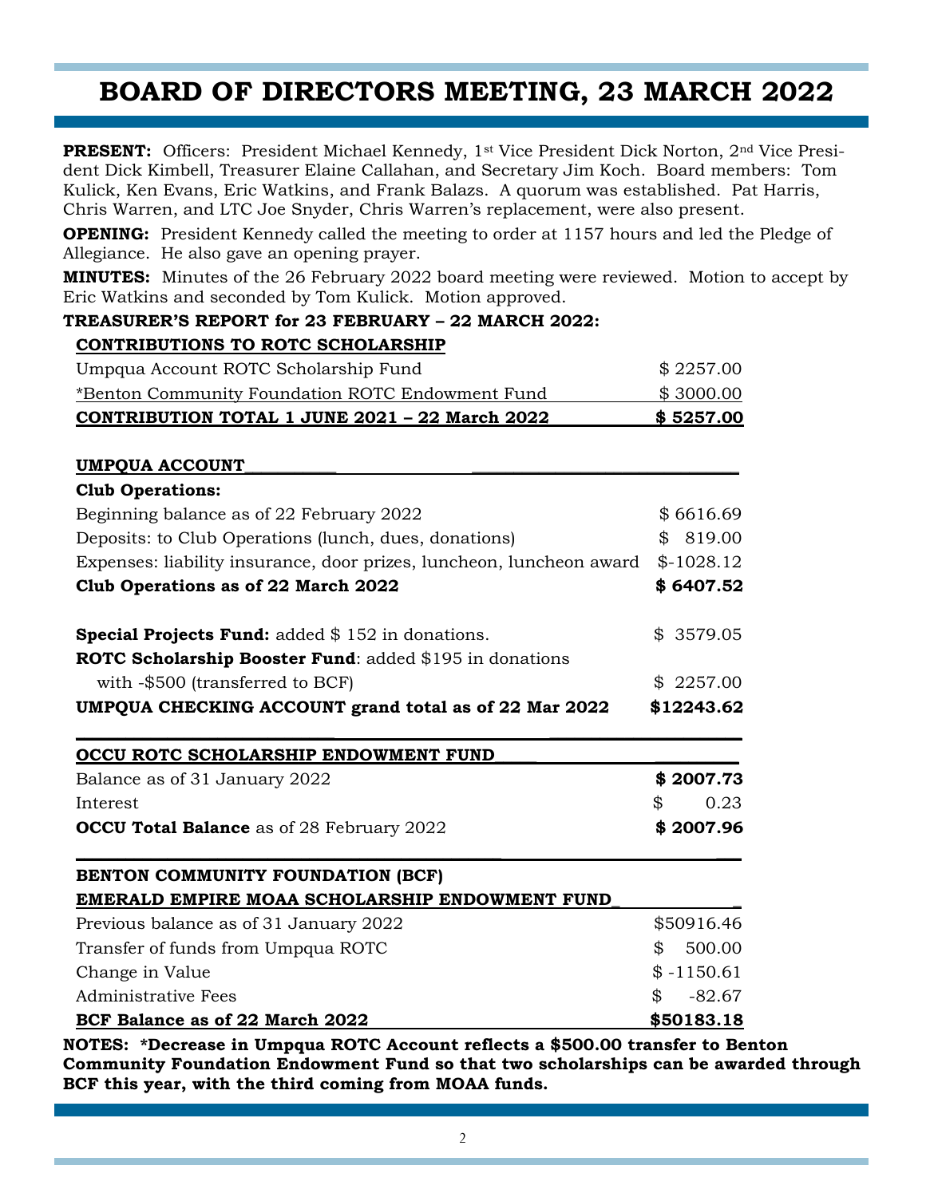# BOARD OF DIRECTORS MEETING, 23 MARCH 2022

**PRESENT:** Officers: President Michael Kennedy, 1st Vice President Dick Norton, 2nd Vice President Dick Kimbell, Treasurer Elaine Callahan, and Secretary Jim Koch. Board members: Tom Kulick, Ken Evans, Eric Watkins, and Frank Balazs. A quorum was established. Pat Harris, Chris Warren, and LTC Joe Snyder, Chris Warren's replacement, were also present.

**OPENING:** President Kennedy called the meeting to order at 1157 hours and led the Pledge of Allegiance. He also gave an opening prayer.

**MINUTES:** Minutes of the 26 February 2022 board meeting were reviewed. Motion to accept by Eric Watkins and seconded by Tom Kulick. Motion approved.

**TREASURER'S REPORT for 23 FEBRUARY – 22 MARCH 2022:**

| | |
|---|---|
| **CONTRIBUTIONS TO ROTC SCHOLARSHIP** | |
| Umpqua Account ROTC Scholarship Fund | $ 2257.00 |
| *Benton Community Foundation ROTC Endowment Fund | $ 3000.00 |
| **CONTRIBUTION TOTAL 1 JUNE 2021 – 22 March 2022** | **$ 5257.00** |

| | |
|---|---|
| **UMPQUA ACCOUNT** | |
| **Club Operations:** | |
| Beginning balance as of 22 February 2022 | $ 6616.69 |
| Deposits: to Club Operations (lunch, dues, donations) | $ 819.00 |
| Expenses: liability insurance, door prizes, luncheon, luncheon award | $-1028.12 |
| **Club Operations as of 22 March 2022** | **$ 6407.52** |
| **Special Projects Fund:** added $ 152 in donations. | $ 3579.05 |
| **ROTC Scholarship Booster Fund**: added $195 in donations with -$500 (transferred to BCF) | $ 2257.00 |
| **UMPQUA CHECKING ACCOUNT grand total as of 22 Mar 2022** | **$12243.62** |

| | |
|---|---|
| **OCCU ROTC SCHOLARSHIP ENDOWMENT FUND** | |
| Balance as of 31 January 2022 | **$ 2007.73** |
| Interest | $ 0.23 |
| **OCCU Total Balance** as of 28 February 2022 | **$ 2007.96** |

| | |
|---|---|
| **BENTON COMMUNITY FOUNDATION (BCF) EMERALD EMPIRE MOAA SCHOLARSHIP ENDOWMENT FUND** | |
| Previous balance as of 31 January 2022 | $50916.46 |
| Transfer of funds from Umpqua ROTC | $ 500.00 |
| Change in Value | $ -1150.61 |
| Administrative Fees | $ -82.67 |
| **BCF Balance as of 22 March 2022** | **$50183.18** |

**NOTES: *Decrease in Umpqua ROTC Account reflects a $500.00 transfer to Benton Community Foundation Endowment Fund so that two scholarships can be awarded through BCF this year, with the third coming from MOAA funds.**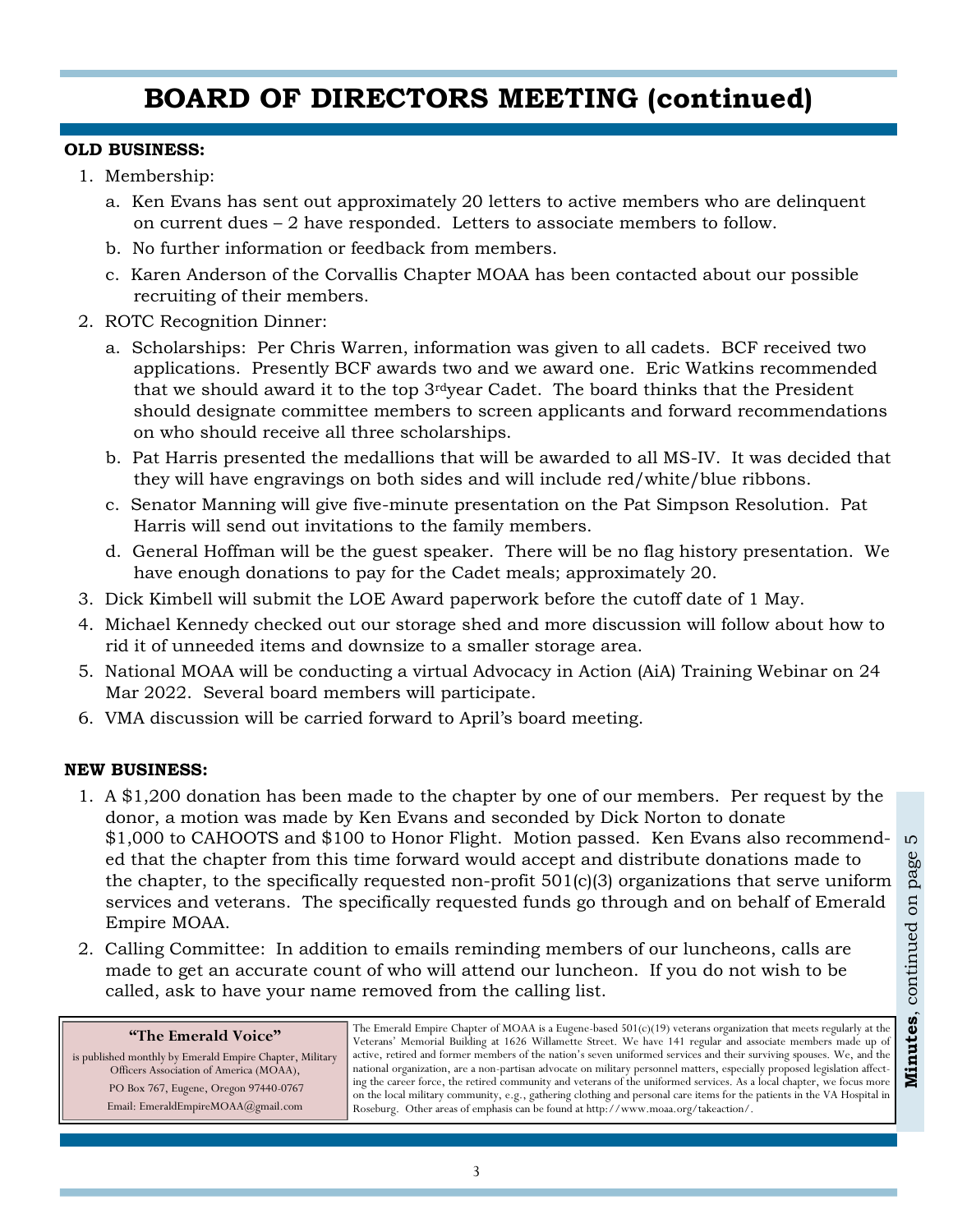# BOARD OF DIRECTORS MEETING (continued)

**OLD BUSINESS:**

1. Membership:
   a. Ken Evans has sent out approximately 20 letters to active members who are delinquent on current dues – 2 have responded. Letters to associate members to follow.
   b. No further information or feedback from members.
   c. Karen Anderson of the Corvallis Chapter MOAA has been contacted about our possible recruiting of their members.
2. ROTC Recognition Dinner:
   a. Scholarships: Per Chris Warren, information was given to all cadets. BCF received two applications. Presently BCF awards two and we award one. Eric Watkins recommended that we should award it to the top 3rd year Cadet. The board thinks that the President should designate committee members to screen applicants and forward recommendations on who should receive all three scholarships.
   b. Pat Harris presented the medallions that will be awarded to all MS-IV. It was decided that they will have engravings on both sides and will include red/white/blue ribbons.
   c. Senator Manning will give five-minute presentation on the Pat Simpson Resolution. Pat Harris will send out invitations to the family members.
   d. General Hoffman will be the guest speaker. There will be no flag history presentation. We have enough donations to pay for the Cadet meals; approximately 20.
3. Dick Kimbell will submit the LOE Award paperwork before the cutoff date of 1 May.
4. Michael Kennedy checked out our storage shed and more discussion will follow about how to rid it of unneeded items and downsize to a smaller storage area.
5. National MOAA will be conducting a virtual Advocacy in Action (AiA) Training Webinar on 24 Mar 2022. Several board members will participate.
6. VMA discussion will be carried forward to April's board meeting.

**NEW BUSINESS:**

1. A $1,200 donation has been made to the chapter by one of our members. Per request by the donor, a motion was made by Ken Evans and seconded by Dick Norton to donate $1,000 to CAHOOTS and $100 to Honor Flight. Motion passed. Ken Evans also recommended that the chapter from this time forward would accept and distribute donations made to the chapter, to the specifically requested non-profit 501(c)(3) organizations that serve uniform services and veterans. The specifically requested funds go through and on behalf of Emerald Empire MOAA.
2. Calling Committee: In addition to emails reminding members of our luncheons, calls are made to get an accurate count of who will attend our luncheon. If you do not wish to be called, ask to have your name removed from the calling list.

**Minutes**, continued on page 5

**"The Emerald Voice"**

is published monthly by Emerald Empire Chapter, Military Officers Association of America (MOAA),

PO Box 767, Eugene, Oregon 97440-0767

Email: EmeraldEmpireMOAA@gmail.com

The Emerald Empire Chapter of MOAA is a Eugene-based 501(c)(19) veterans organization that meets regularly at the Veterans' Memorial Building at 1626 Willamette Street. We have 141 regular and associate members made up of active, retired and former members of the nation's seven uniformed services and their surviving spouses. We, and the national organization, are a non-partisan advocate on military personnel matters, especially proposed legislation affecting the career force, the retired community and veterans of the uniformed services. As a local chapter, we focus more on the local military community, e.g., gathering clothing and personal care items for the patients in the VA Hospital in Roseburg. Other areas of emphasis can be found at http://www.moaa.org/takeaction/.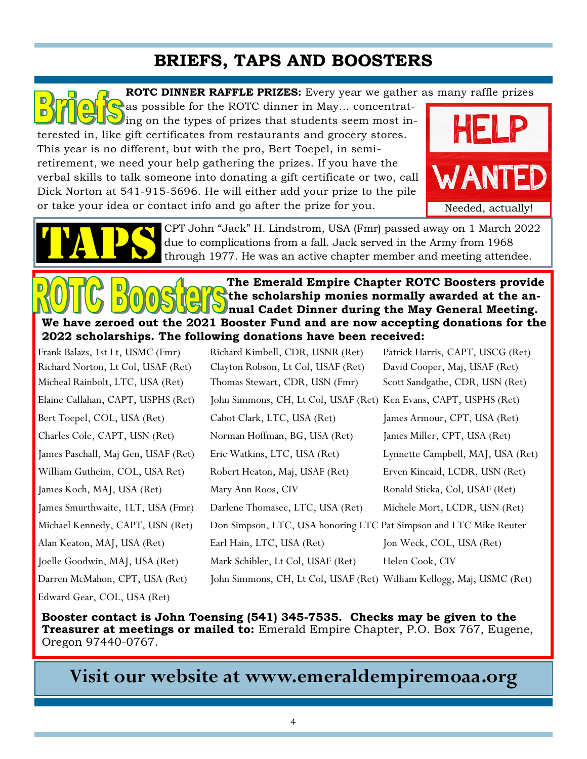# BRIEFS, TAPS AND BOOSTERS

## Briefs

**ROTC DINNER RAFFLE PRIZES:** Every year we gather as many raffle prizes as possible for the ROTC dinner in May… concentrating on the types of prizes that students seem most interested in, like gift certificates from restaurants and grocery stores. This year is no different, but with the pro, Bert Toepel, in semi-retirement, we need your help gathering the prizes. If you have the verbal skills to talk someone into donating a gift certificate or two, call Dick Norton at 541-915-5696. He will either add your prize to the pile or take your idea or contact info and go after the prize for you.

HELP WANTED

Needed, actually!

## TAPS

CPT John "Jack" H. Lindstrom, USA (Fmr) passed away on 1 March 2022 due to complications from a fall. Jack served in the Army from 1968 through 1977. He was an active chapter member and meeting attendee.

## ROTC Boosters

**The Emerald Empire Chapter ROTC Boosters provide the scholarship monies normally awarded at the annual Cadet Dinner during the May General Meeting. We have zeroed out the 2021 Booster Fund and are now accepting donations for the 2022 scholarships. The following donations have been received:**

| | | |
|---|---|---|
| Frank Balazs, 1st Lt, USMC (Fmr) | Richard Kimbell, CDR, USNR (Ret) | Patrick Harris, CAPT, USCG (Ret) |
| Richard Norton, Lt Col, USAF (Ret) | Clayton Robson, Lt Col, USAF (Ret) | David Cooper, Maj, USAF (Ret) |
| Micheal Rainbolt, LTC, USA (Ret) | Thomas Stewart, CDR, USN (Fmr) | Scott Sandgathe, CDR, USN (Ret) |
| Elaine Callahan, CAPT, USPHS (Ret) | John Simmons, CH, Lt Col, USAF (Ret) | Ken Evans, CAPT, USPHS (Ret) |
| Bert Toepel, COL, USA (Ret) | Cabot Clark, LTC, USA (Ret) | James Armour, CPT, USA (Ret) |
| Charles Cole, CAPT, USN (Ret) | Norman Hoffman, BG, USA (Ret) | James Miller, CPT, USA (Ret) |
| James Paschall, Maj Gen, USAF (Ret) | Eric Watkins, LTC, USA (Ret) | Lynnette Campbell, MAJ, USA (Ret) |
| William Gutheim, COL, USA Ret) | Robert Heaton, Maj, USAF (Ret) | Erven Kincaid, LCDR, USN (Ret) |
| James Koch, MAJ, USA (Ret) | Mary Ann Roos, CIV | Ronald Sticka, Col, USAF (Ret) |
| James Smurthwaite, 1LT, USA (Fmr) | Darlene Thomasec, LTC, USA (Ret) | Michele Mort, LCDR, USN (Ret) |
| Michael Kennedy, CAPT, USN (Ret) | Don Simpson, LTC, USA honoring LTC Pat Simpson and LTC Mike Reuter | |
| Alan Keaton, MAJ, USA (Ret) | Earl Hain, LTC, USA (Ret) | Jon Weck, COL, USA (Ret) |
| Joelle Goodwin, MAJ, USA (Ret) | Mark Schibler, Lt Col, USAF (Ret) | Helen Cook, CIV |
| Darren McMahon, CPT, USA (Ret) | John Simmons, CH, Lt Col, USAF (Ret) | William Kellogg, Maj, USMC (Ret) |
| Edward Gear, COL, USA (Ret) | | |

**Booster contact is John Toensing (541) 345-7535. Checks may be given to the Treasurer at meetings or mailed to:** Emerald Empire Chapter, P.O. Box 767, Eugene, Oregon 97440-0767.

## Visit our website at www.emeraldempiremoaa.org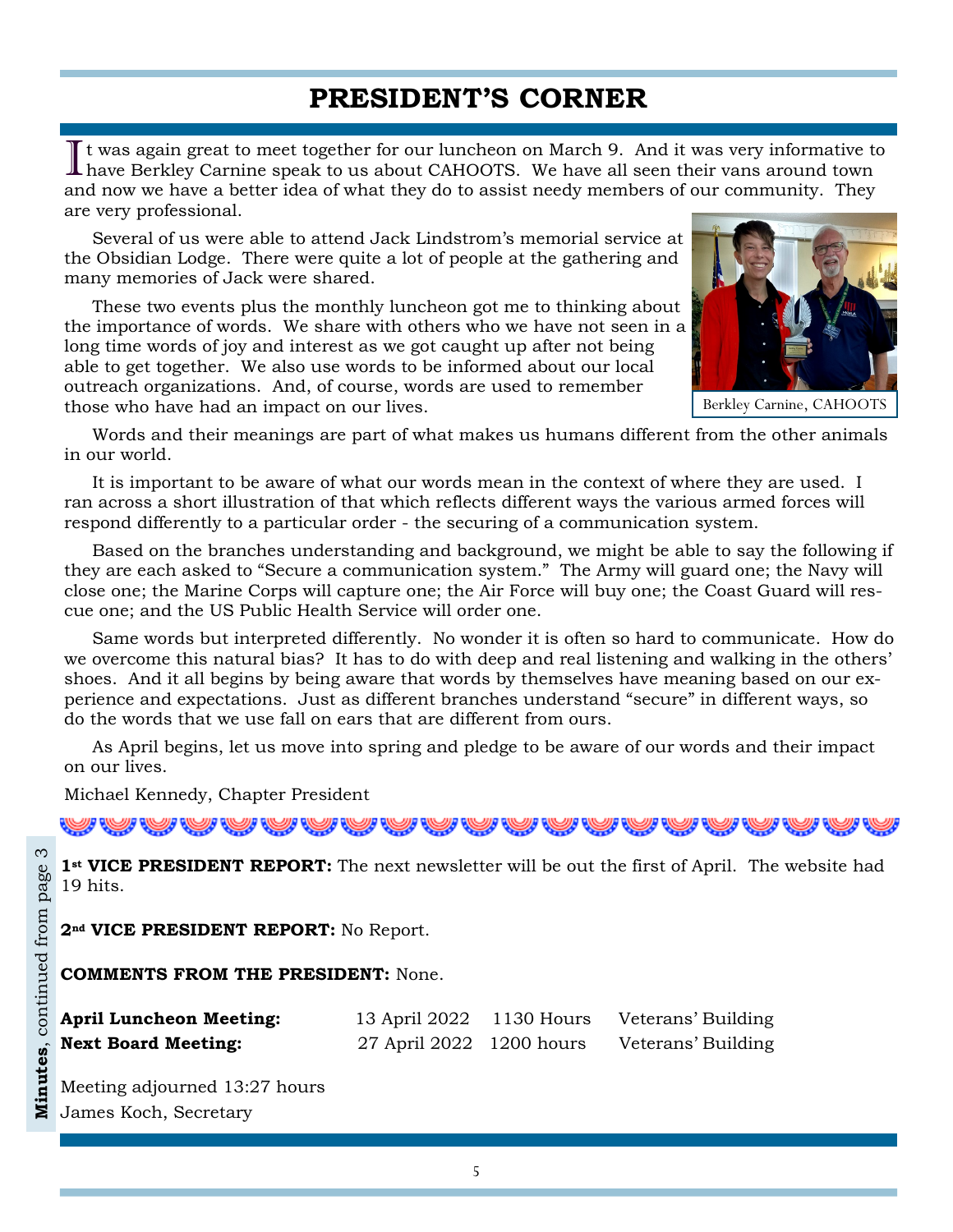# PRESIDENT'S CORNER

It was again great to meet together for our luncheon on March 9. And it was very informative to have Berkley Carnine speak to us about CAHOOTS. We have all seen their vans around town and now we have a better idea of what they do to assist needy members of our community. They are very professional.

Several of us were able to attend Jack Lindstrom's memorial service at the Obsidian Lodge. There were quite a lot of people at the gathering and many memories of Jack were shared.

These two events plus the monthly luncheon got me to thinking about the importance of words. We share with others who we have not seen in a long time words of joy and interest as we got caught up after not being able to get together. We also use words to be informed about our local outreach organizations. And, of course, words are used to remember those who have had an impact on our lives.

Berkley Carnine, CAHOOTS

Words and their meanings are part of what makes us humans different from the other animals in our world.

It is important to be aware of what our words mean in the context of where they are used. I ran across a short illustration of that which reflects different ways the various armed forces will respond differently to a particular order - the securing of a communication system.

Based on the branches understanding and background, we might be able to say the following if they are each asked to "Secure a communication system." The Army will guard one; the Navy will close one; the Marine Corps will capture one; the Air Force will buy one; the Coast Guard will rescue one; and the US Public Health Service will order one.

Same words but interpreted differently. No wonder it is often so hard to communicate. How do we overcome this natural bias? It has to do with deep and real listening and walking in the others' shoes. And it all begins by being aware that words by themselves have meaning based on our experience and expectations. Just as different branches understand "secure" in different ways, so do the words that we use fall on ears that are different from ours.

As April begins, let us move into spring and pledge to be aware of our words and their impact on our lives.

Michael Kennedy, Chapter President

**Minutes**, continued from page 3

**1st VICE PRESIDENT REPORT:** The next newsletter will be out the first of April. The website had 19 hits.

**2nd VICE PRESIDENT REPORT:** No Report.

**COMMENTS FROM THE PRESIDENT:** None.

| | | | |
|---|---|---|---|
| **April Luncheon Meeting:** | 13 April 2022 | 1130 Hours | Veterans' Building |
| **Next Board Meeting:** | 27 April 2022 | 1200 hours | Veterans' Building |

Meeting adjourned 13:27 hours
James Koch, Secretary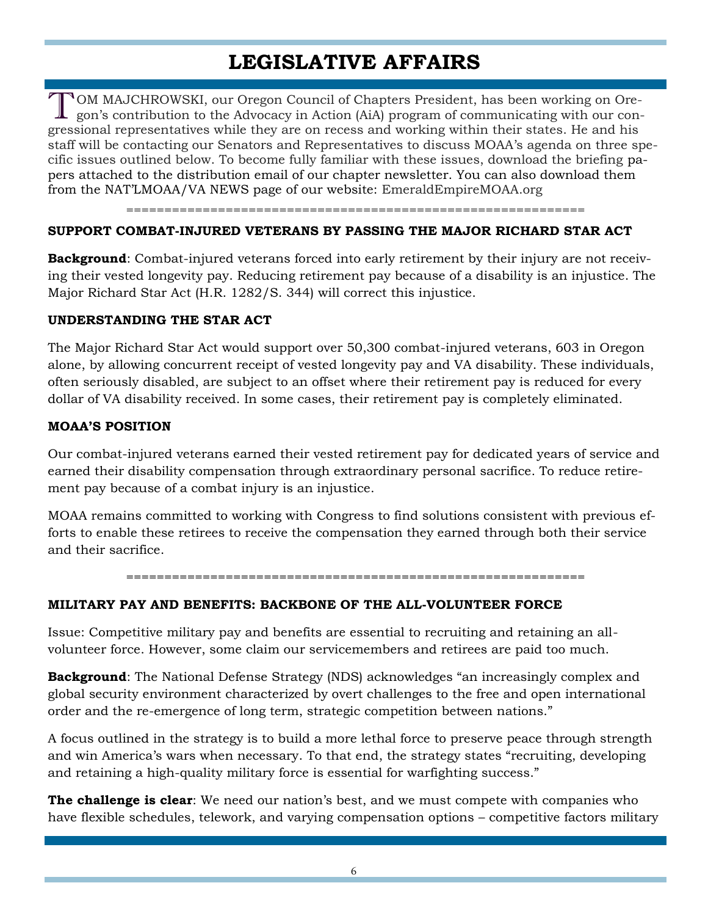# LEGISLATIVE AFFAIRS

TOM MAJCHROWSKI, our Oregon Council of Chapters President, has been working on Oregon's contribution to the Advocacy in Action (AiA) program of communicating with our congressional representatives while they are on recess and working within their states. He and his staff will be contacting our Senators and Representatives to discuss MOAA's agenda on three specific issues outlined below. To become fully familiar with these issues, download the briefing papers attached to the distribution email of our chapter newsletter. You can also download them from the NAT'LMOAA/VA NEWS page of our website: EmeraldEmpireMOAA.org

============================================================

**SUPPORT COMBAT-INJURED VETERANS BY PASSING THE MAJOR RICHARD STAR ACT**

**Background**: Combat-injured veterans forced into early retirement by their injury are not receiving their vested longevity pay. Reducing retirement pay because of a disability is an injustice. The Major Richard Star Act (H.R. 1282/S. 344) will correct this injustice.

**UNDERSTANDING THE STAR ACT**

The Major Richard Star Act would support over 50,300 combat-injured veterans, 603 in Oregon alone, by allowing concurrent receipt of vested longevity pay and VA disability. These individuals, often seriously disabled, are subject to an offset where their retirement pay is reduced for every dollar of VA disability received. In some cases, their retirement pay is completely eliminated.

**MOAA'S POSITION**

Our combat-injured veterans earned their vested retirement pay for dedicated years of service and earned their disability compensation through extraordinary personal sacrifice. To reduce retirement pay because of a combat injury is an injustice.

MOAA remains committed to working with Congress to find solutions consistent with previous efforts to enable these retirees to receive the compensation they earned through both their service and their sacrifice.

============================================================

**MILITARY PAY AND BENEFITS: BACKBONE OF THE ALL-VOLUNTEER FORCE**

Issue: Competitive military pay and benefits are essential to recruiting and retaining an all-volunteer force. However, some claim our servicemembers and retirees are paid too much.

**Background**: The National Defense Strategy (NDS) acknowledges "an increasingly complex and global security environment characterized by overt challenges to the free and open international order and the re-emergence of long term, strategic competition between nations."

A focus outlined in the strategy is to build a more lethal force to preserve peace through strength and win America's wars when necessary. To that end, the strategy states "recruiting, developing and retaining a high-quality military force is essential for warfighting success."

**The challenge is clear**: We need our nation's best, and we must compete with companies who have flexible schedules, telework, and varying compensation options – competitive factors military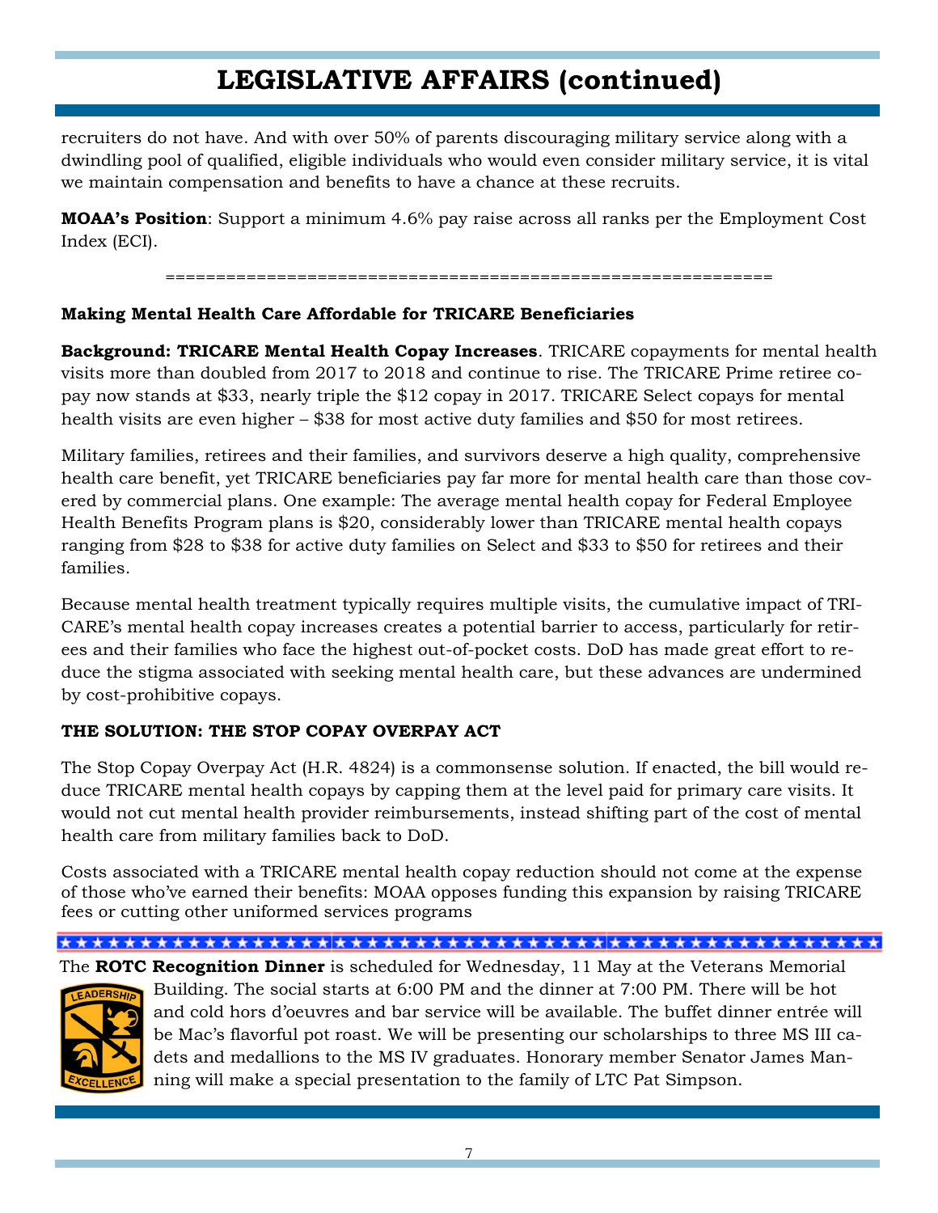# LEGISLATIVE AFFAIRS (continued)

recruiters do not have. And with over 50% of parents discouraging military service along with a dwindling pool of qualified, eligible individuals who would even consider military service, it is vital we maintain compensation and benefits to have a chance at these recruits.

**MOAA's Position**: Support a minimum 4.6% pay raise across all ranks per the Employment Cost Index (ECI).

==============================================================

**Making Mental Health Care Affordable for TRICARE Beneficiaries**

**Background: TRICARE Mental Health Copay Increases**. TRICARE copayments for mental health visits more than doubled from 2017 to 2018 and continue to rise. The TRICARE Prime retiree copay now stands at $33, nearly triple the $12 copay in 2017. TRICARE Select copays for mental health visits are even higher – $38 for most active duty families and $50 for most retirees.

Military families, retirees and their families, and survivors deserve a high quality, comprehensive health care benefit, yet TRICARE beneficiaries pay far more for mental health care than those covered by commercial plans. One example: The average mental health copay for Federal Employee Health Benefits Program plans is $20, considerably lower than TRICARE mental health copays ranging from $28 to $38 for active duty families on Select and $33 to $50 for retirees and their families.

Because mental health treatment typically requires multiple visits, the cumulative impact of TRICARE's mental health copay increases creates a potential barrier to access, particularly for retirees and their families who face the highest out-of-pocket costs. DoD has made great effort to reduce the stigma associated with seeking mental health care, but these advances are undermined by cost-prohibitive copays.

**THE SOLUTION: THE STOP COPAY OVERPAY ACT**

The Stop Copay Overpay Act (H.R. 4824) is a commonsense solution. If enacted, the bill would reduce TRICARE mental health copays by capping them at the level paid for primary care visits. It would not cut mental health provider reimbursements, instead shifting part of the cost of mental health care from military families back to DoD.

Costs associated with a TRICARE mental health copay reduction should not come at the expense of those who've earned their benefits: MOAA opposes funding this expansion by raising TRICARE fees or cutting other uniformed services programs

The **ROTC Recognition Dinner** is scheduled for Wednesday, 11 May at the Veterans Memorial Building. The social starts at 6:00 PM and the dinner at 7:00 PM. There will be hot and cold hors d'oeuvres and bar service will be available. The buffet dinner entrée will be Mac's flavorful pot roast. We will be presenting our scholarships to three MS III cadets and medallions to the MS IV graduates. Honorary member Senator James Manning will make a special presentation to the family of LTC Pat Simpson.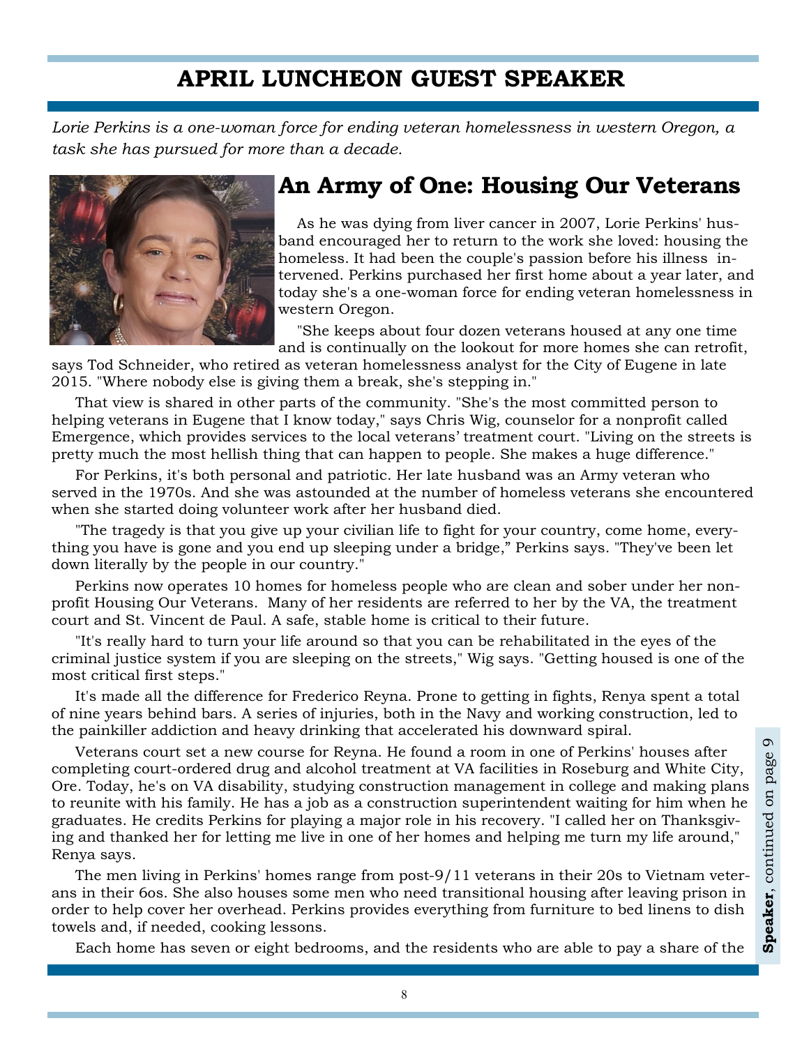# APRIL LUNCHEON GUEST SPEAKER

*Lorie Perkins is a one-woman force for ending veteran homelessness in western Oregon, a task she has pursued for more than a decade.*

## An Army of One: Housing Our Veterans

As he was dying from liver cancer in 2007, Lorie Perkins' husband encouraged her to return to the work she loved: housing the homeless. It had been the couple's passion before his illness intervened. Perkins purchased her first home about a year later, and today she's a one-woman force for ending veteran homelessness in western Oregon.

"She keeps about four dozen veterans housed at any one time and is continually on the lookout for more homes she can retrofit, says Tod Schneider, who retired as veteran homelessness analyst for the City of Eugene in late 2015. "Where nobody else is giving them a break, she's stepping in."

That view is shared in other parts of the community. "She's the most committed person to helping veterans in Eugene that I know today," says Chris Wig, counselor for a nonprofit called Emergence, which provides services to the local veterans' treatment court. "Living on the streets is pretty much the most hellish thing that can happen to people. She makes a huge difference."

For Perkins, it's both personal and patriotic. Her late husband was an Army veteran who served in the 1970s. And she was astounded at the number of homeless veterans she encountered when she started doing volunteer work after her husband died.

"The tragedy is that you give up your civilian life to fight for your country, come home, everything you have is gone and you end up sleeping under a bridge," Perkins says. "They've been let down literally by the people in our country."

Perkins now operates 10 homes for homeless people who are clean and sober under her nonprofit Housing Our Veterans. Many of her residents are referred to her by the VA, the treatment court and St. Vincent de Paul. A safe, stable home is critical to their future.

"It's really hard to turn your life around so that you can be rehabilitated in the eyes of the criminal justice system if you are sleeping on the streets," Wig says. "Getting housed is one of the most critical first steps."

It's made all the difference for Frederico Reyna. Prone to getting in fights, Renya spent a total of nine years behind bars. A series of injuries, both in the Navy and working construction, led to the painkiller addiction and heavy drinking that accelerated his downward spiral.

Veterans court set a new course for Reyna. He found a room in one of Perkins' houses after completing court-ordered drug and alcohol treatment at VA facilities in Roseburg and White City, Ore. Today, he's on VA disability, studying construction management in college and making plans to reunite with his family. He has a job as a construction superintendent waiting for him when he graduates. He credits Perkins for playing a major role in his recovery. "I called her on Thanksgiving and thanked her for letting me live in one of her homes and helping me turn my life around," Renya says.

The men living in Perkins' homes range from post-9/11 veterans in their 20s to Vietnam veterans in their 6os. She also houses some men who need transitional housing after leaving prison in order to help cover her overhead. Perkins provides everything from furniture to bed linens to dish towels and, if needed, cooking lessons.

Each home has seven or eight bedrooms, and the residents who are able to pay a share of the

**Speaker**, continued on page 9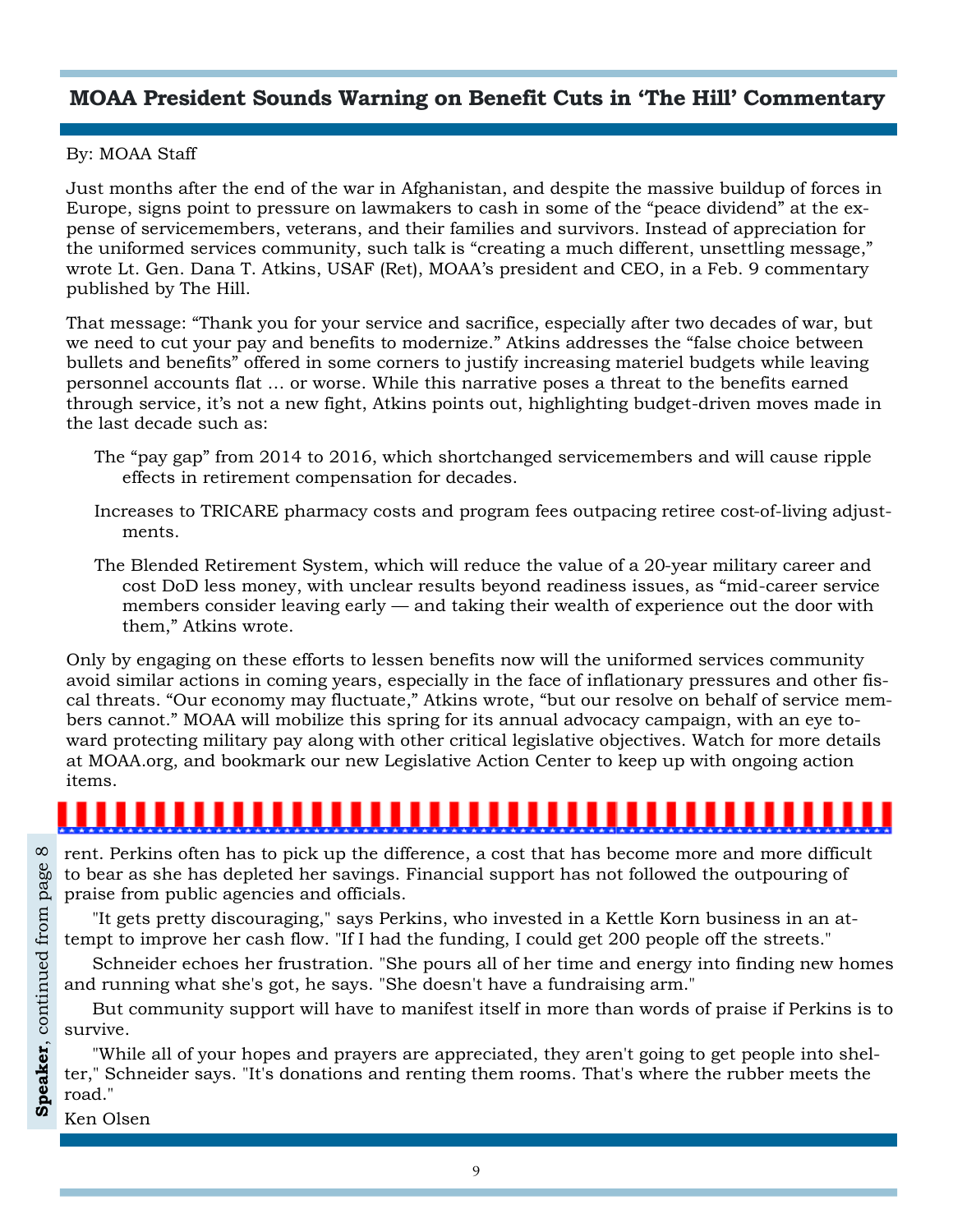## MOAA President Sounds Warning on Benefit Cuts in 'The Hill' Commentary

By: MOAA Staff

Just months after the end of the war in Afghanistan, and despite the massive buildup of forces in Europe, signs point to pressure on lawmakers to cash in some of the "peace dividend" at the expense of servicemembers, veterans, and their families and survivors. Instead of appreciation for the uniformed services community, such talk is "creating a much different, unsettling message," wrote Lt. Gen. Dana T. Atkins, USAF (Ret), MOAA's president and CEO, in a Feb. 9 commentary published by The Hill.

That message: "Thank you for your service and sacrifice, especially after two decades of war, but we need to cut your pay and benefits to modernize." Atkins addresses the "false choice between bullets and benefits" offered in some corners to justify increasing materiel budgets while leaving personnel accounts flat … or worse. While this narrative poses a threat to the benefits earned through service, it's not a new fight, Atkins points out, highlighting budget-driven moves made in the last decade such as:

- The "pay gap" from 2014 to 2016, which shortchanged servicemembers and will cause ripple effects in retirement compensation for decades.
- Increases to TRICARE pharmacy costs and program fees outpacing retiree cost-of-living adjustments.
- The Blended Retirement System, which will reduce the value of a 20-year military career and cost DoD less money, with unclear results beyond readiness issues, as "mid-career service members consider leaving early — and taking their wealth of experience out the door with them," Atkins wrote.

Only by engaging on these efforts to lessen benefits now will the uniformed services community avoid similar actions in coming years, especially in the face of inflationary pressures and other fiscal threats. "Our economy may fluctuate," Atkins wrote, "but our resolve on behalf of service members cannot." MOAA will mobilize this spring for its annual advocacy campaign, with an eye toward protecting military pay along with other critical legislative objectives. Watch for more details at MOAA.org, and bookmark our new Legislative Action Center to keep up with ongoing action items.

**Speaker**, continued from page 8

rent. Perkins often has to pick up the difference, a cost that has become more and more difficult to bear as she has depleted her savings. Financial support has not followed the outpouring of praise from public agencies and officials.

"It gets pretty discouraging," says Perkins, who invested in a Kettle Korn business in an attempt to improve her cash flow. "If I had the funding, I could get 200 people off the streets."

Schneider echoes her frustration. "She pours all of her time and energy into finding new homes and running what she's got, he says. "She doesn't have a fundraising arm."

But community support will have to manifest itself in more than words of praise if Perkins is to survive.

"While all of your hopes and prayers are appreciated, they aren't going to get people into shelter," Schneider says. "It's donations and renting them rooms. That's where the rubber meets the road."

Ken Olsen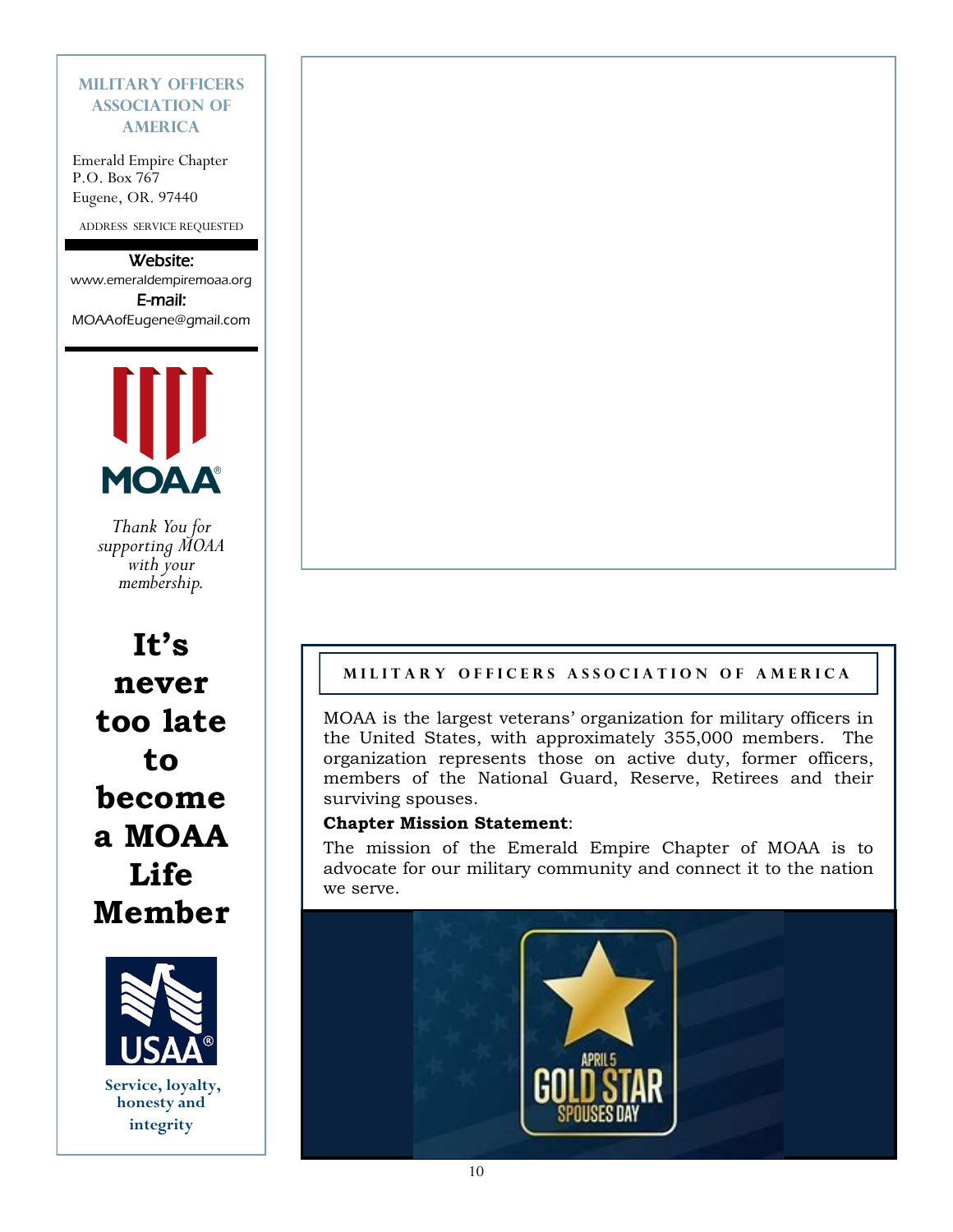## MILITARY OFFICERS ASSOCIATION OF AMERICA

Emerald Empire Chapter
P.O. Box 767
Eugene, OR. 97440

ADDRESS SERVICE REQUESTED

**Website:**
www.emeraldempiremoaa.org
**E-mail:**
MOAAofEugene@gmail.com

MOAA

*Thank You for supporting MOAA with your membership.*

# It's never too late to become a MOAA Life Member

USAA

**Service, loyalty, honesty and integrity**

## MILITARY OFFICERS ASSOCIATION OF AMERICA

MOAA is the largest veterans' organization for military officers in the United States, with approximately 355,000 members. The organization represents those on active duty, former officers, members of the National Guard, Reserve, Retirees and their surviving spouses.

**Chapter Mission Statement**:

The mission of the Emerald Empire Chapter of MOAA is to advocate for our military community and connect it to the nation we serve.

APRIL 5
GOLD STAR
SPOUSES DAY